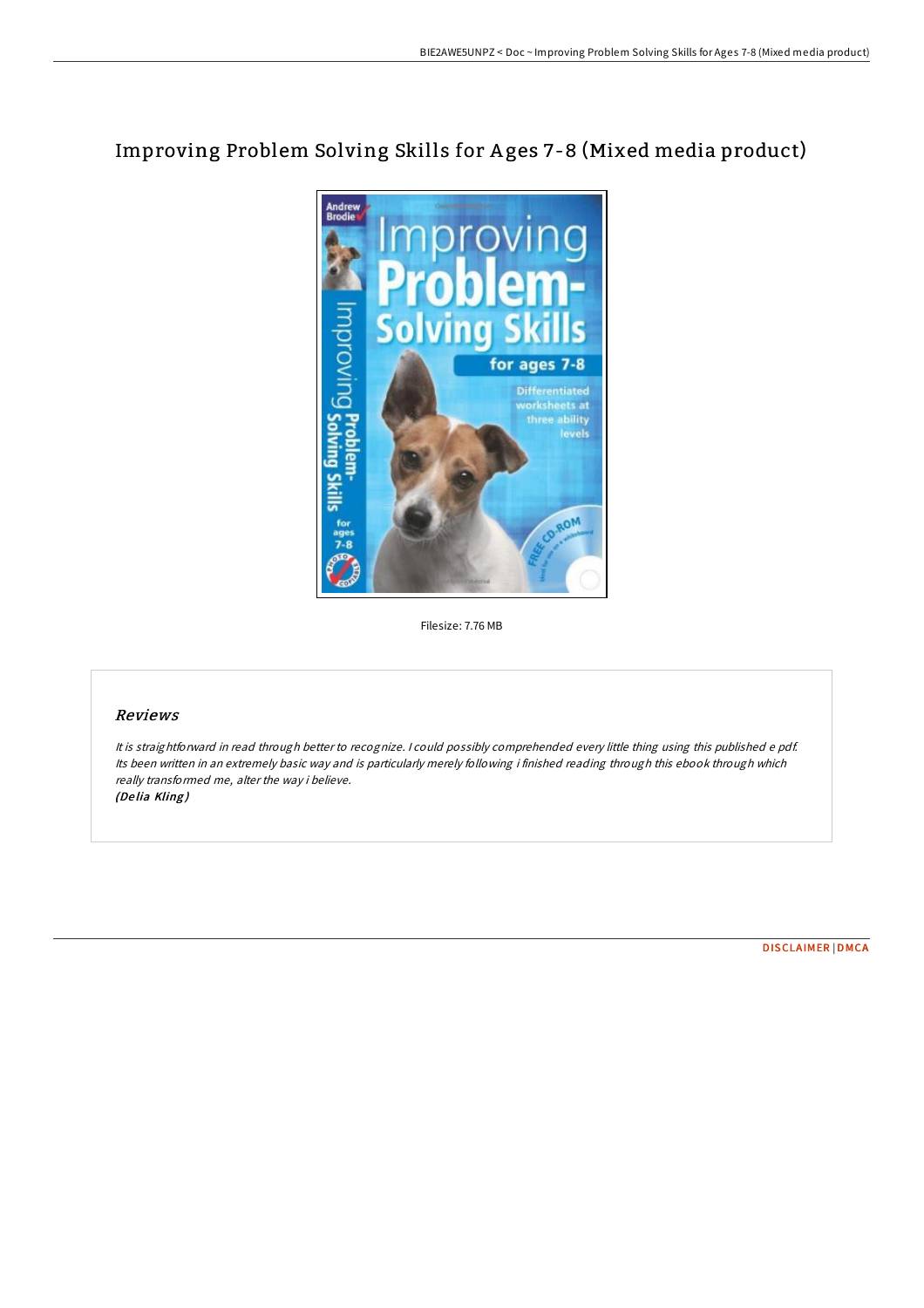# Improving Problem Solving Skills for Ages 7-8 (Mixed media product)

Filesize: 7.76 MB

## *Reviews*

*It is straightforward in read through better to recognize. I could possibly comprehended every little thing using this published e pdf. Its been written in an extremely basic way and is particularly merely following i finished reading through this ebook through which really transformed me, alter the way i believe.*
***(Delia Kling)***

DISCLAIMER | DMCA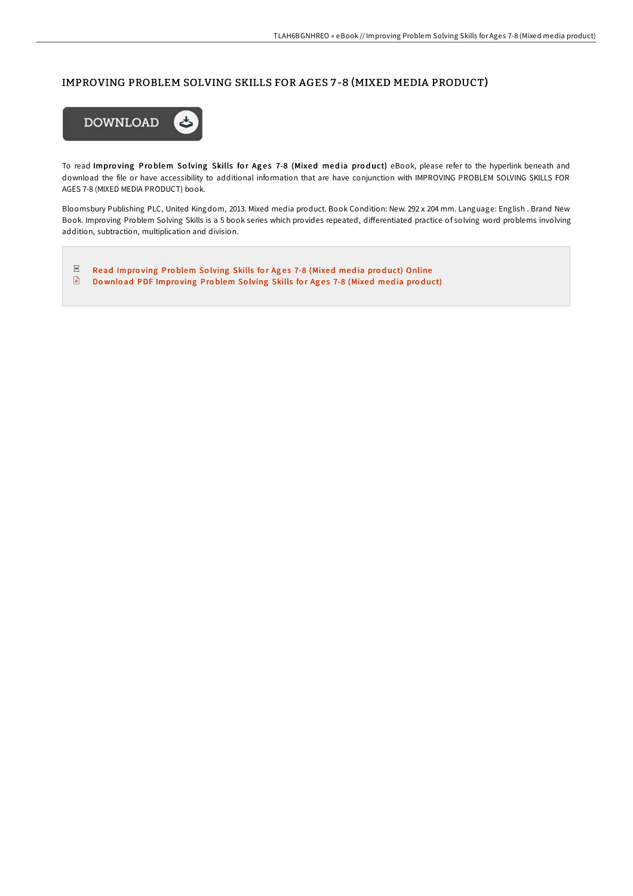# IMPROVING PROBLEM SOLVING SKILLS FOR AGES 7-8 (MIXED MEDIA PRODUCT)

DOWNLOAD

To read **Improving Problem Solving Skills for Ages 7-8 (Mixed media product)** eBook, please refer to the hyperlink beneath and download the file or have accessibility to additional information that are have conjunction with IMPROVING PROBLEM SOLVING SKILLS FOR AGES 7-8 (MIXED MEDIA PRODUCT) book.

Bloomsbury Publishing PLC, United Kingdom, 2013. Mixed media product. Book Condition: New. 292 x 204 mm. Language: English . Brand New Book. Improving Problem Solving Skills is a 5 book series which provides repeated, differentiated practice of solving word problems involving addition, subtraction, multiplication and division.

- Read Improving Problem Solving Skills for Ages 7-8 (Mixed media product) Online
- Download PDF Improving Problem Solving Skills for Ages 7-8 (Mixed media product)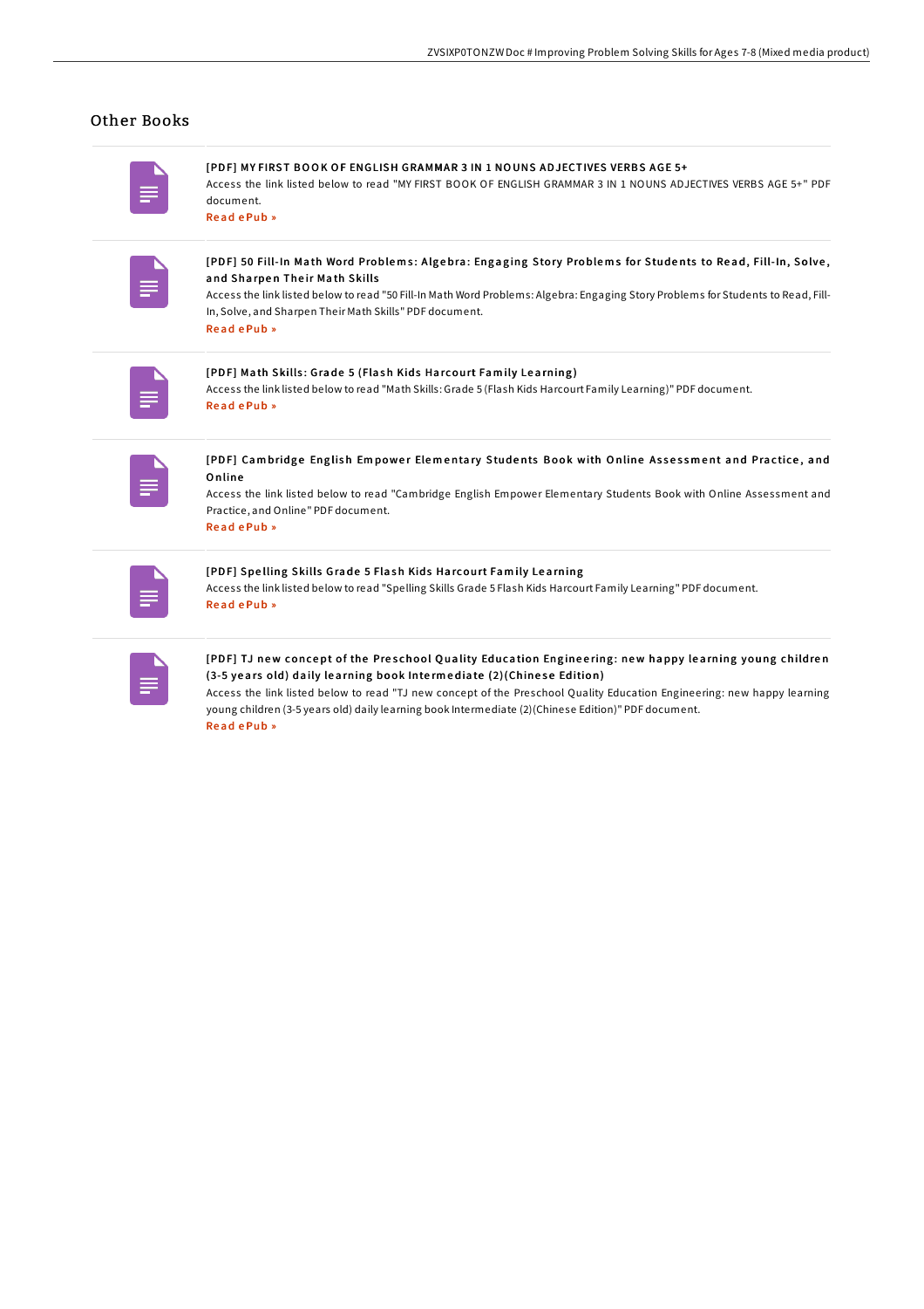## Other Books

**[PDF] MY FIRST BOOK OF ENGLISH GRAMMAR 3 IN 1 NOUNS ADJECTIVES VERBS AGE 5+**

Access the link listed below to read "MY FIRST BOOK OF ENGLISH GRAMMAR 3 IN 1 NOUNS ADJECTIVES VERBS AGE 5+" PDF document.

Read ePub »

**[PDF] 50 Fill-In Math Word Problems: Algebra: Engaging Story Problems for Students to Read, Fill-In, Solve, and Sharpen Their Math Skills**

Access the link listed below to read "50 Fill-In Math Word Problems: Algebra: Engaging Story Problems for Students to Read, Fill-In, Solve, and Sharpen Their Math Skills" PDF document.

Read ePub »

**[PDF] Math Skills: Grade 5 (Flash Kids Harcourt Family Learning)**

Access the link listed below to read "Math Skills: Grade 5 (Flash Kids Harcourt Family Learning)" PDF document.

Read ePub »

**[PDF] Cambridge English Empower Elementary Students Book with Online Assessment and Practice, and Online**

Access the link listed below to read "Cambridge English Empower Elementary Students Book with Online Assessment and Practice, and Online" PDF document.

Read ePub »

**[PDF] Spelling Skills Grade 5 Flash Kids Harcourt Family Learning**

Access the link listed below to read "Spelling Skills Grade 5 Flash Kids Harcourt Family Learning" PDF document.

Read ePub »

**[PDF] TJ new concept of the Preschool Quality Education Engineering: new happy learning young children (3-5 years old) daily learning book Intermediate (2)(Chinese Edition)**

Access the link listed below to read "TJ new concept of the Preschool Quality Education Engineering: new happy learning young children (3-5 years old) daily learning book Intermediate (2)(Chinese Edition)" PDF document.

Read ePub »